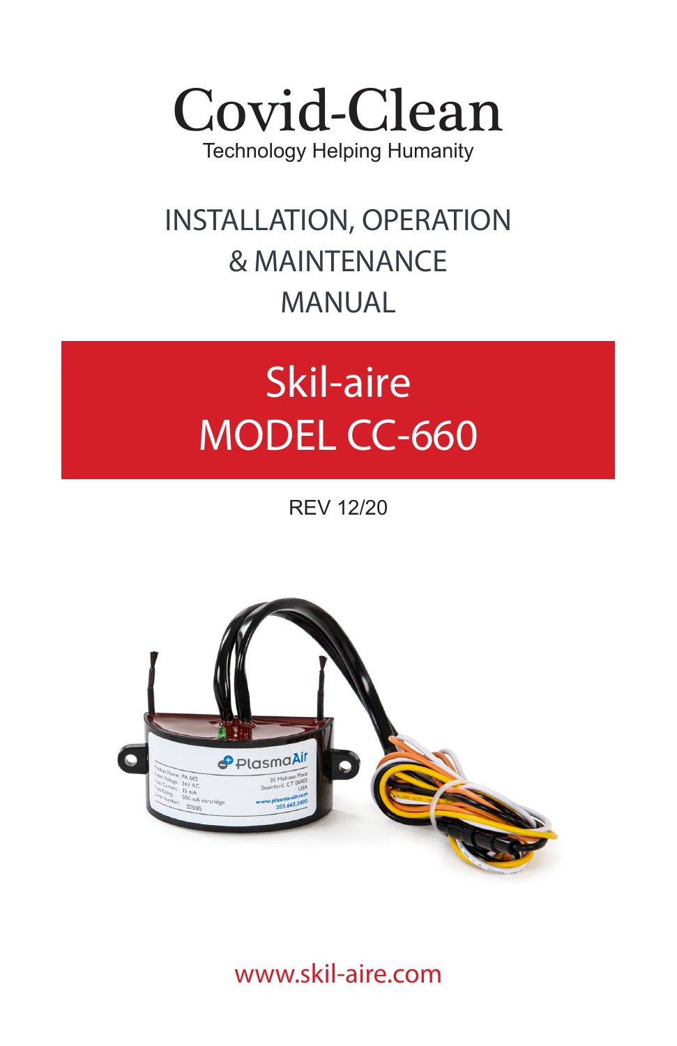# Covid-Clean

Technology Helping Humanity

## INSTALLATION, OPERATION & MAINTENANCE MANUAL

## Skil-aire MODEL CC-660

REV 12/20

www.skil-aire.com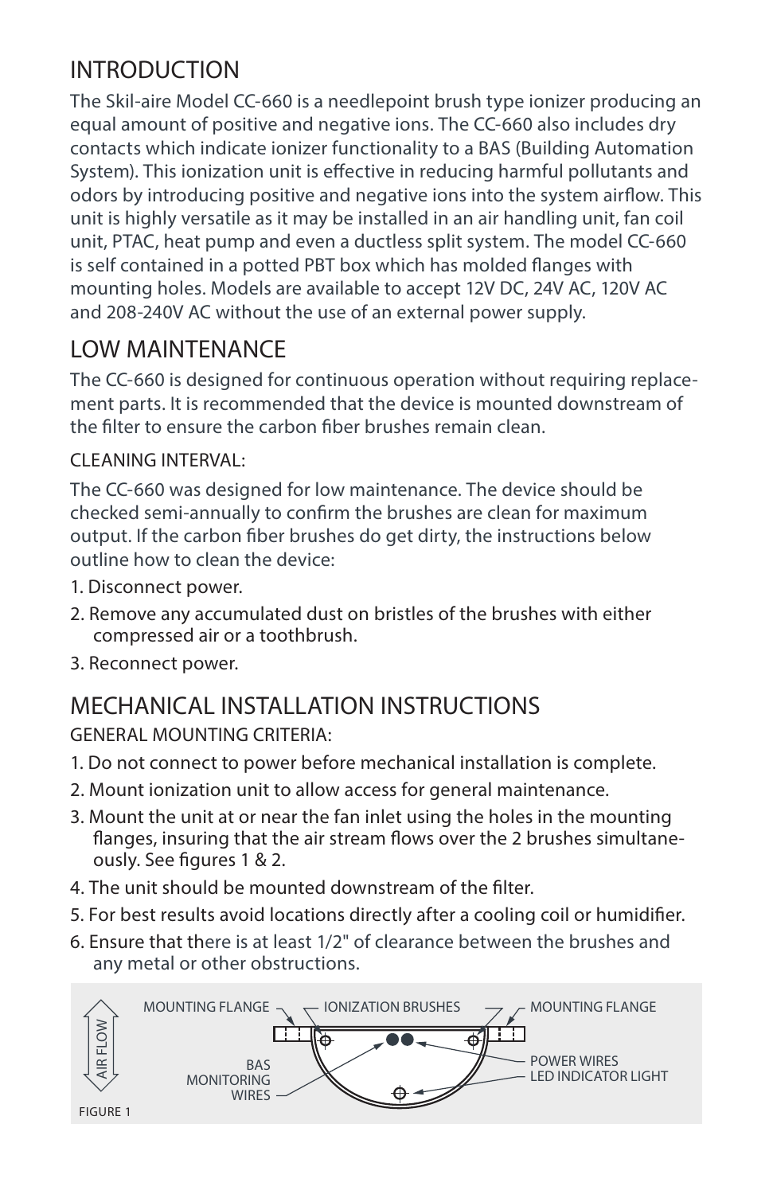# INTRODUCTION

The Skil-aire Model CC-660 is a needlepoint brush type ionizer producing an equal amount of positive and negative ions. The CC-660 also includes dry contacts which indicate ionizer functionality to a BAS (Building Automation System). This ionization unit is effective in reducing harmful pollutants and odors by introducing positive and negative ions into the system airflow. This unit is highly versatile as it may be installed in an air handling unit, fan coil unit, PTAC, heat pump and even a ductless split system. The model CC-660 is self contained in a potted PBT box which has molded flanges with mounting holes. Models are available to accept 12V DC, 24V AC, 120V AC and 208-240V AC without the use of an external power supply.

# LOW MAINTENANCE

The CC-660 is designed for continuous operation without requiring replacement parts. It is recommended that the device is mounted downstream of the filter to ensure the carbon fiber brushes remain clean.

CLEANING INTERVAL:

The CC-660 was designed for low maintenance. The device should be checked semi-annually to confirm the brushes are clean for maximum output. If the carbon fiber brushes do get dirty, the instructions below outline how to clean the device:

1. Disconnect power.
2. Remove any accumulated dust on bristles of the brushes with either compressed air or a toothbrush.
3. Reconnect power.

# MECHANICAL INSTALLATION INSTRUCTIONS

GENERAL MOUNTING CRITERIA:

1. Do not connect to power before mechanical installation is complete.
2. Mount ionization unit to allow access for general maintenance.
3. Mount the unit at or near the fan inlet using the holes in the mounting flanges, insuring that the air stream flows over the 2 brushes simultaneously. See figures 1 & 2.
4. The unit should be mounted downstream of the filter.
5. For best results avoid locations directly after a cooling coil or humidifier.
6. Ensure that there is at least 1/2" of clearance between the brushes and any metal or other obstructions.

AIR FLOW — MOUNTING FLANGE — IONIZATION BRUSHES — MOUNTING FLANGE — BAS MONITORING WIRES — POWER WIRES — LED INDICATOR LIGHT

FIGURE 1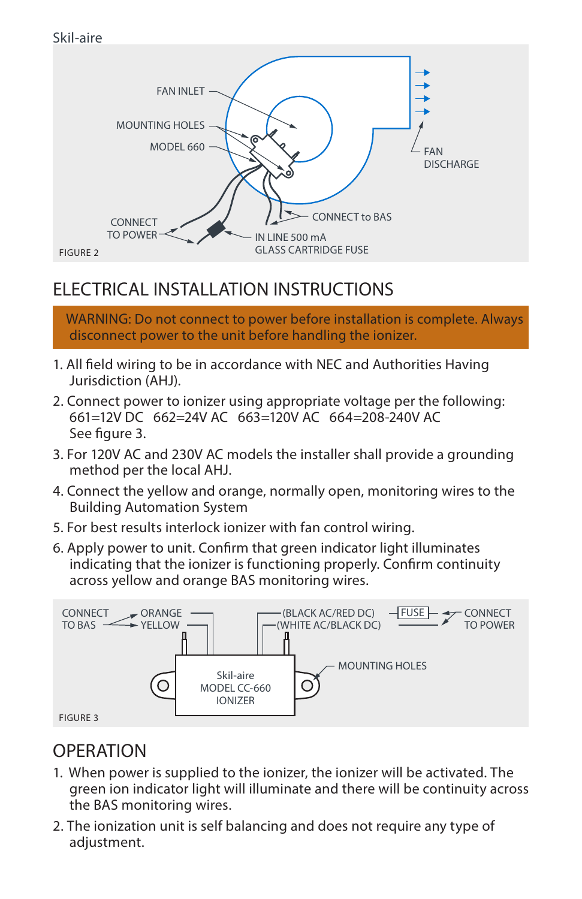Skil-aire

FAN INLET

MOUNTING HOLES

MODEL 660

FAN DISCHARGE

CONNECT TO POWER

CONNECT to BAS

IN LINE 500 mA GLASS CARTRIDGE FUSE

FIGURE 2

# ELECTRICAL INSTALLATION INSTRUCTIONS

**WARNING: Do not connect to power before installation is complete. Always disconnect power to the unit before handling the ionizer.**

1. All field wiring to be in accordance with NEC and Authorities Having Jurisdiction (AHJ).
2. Connect power to ionizer using appropriate voltage per the following: 661=12V DC 662=24V AC 663=120V AC 664=208-240V AC See figure 3.
3. For 120V AC and 230V AC models the installer shall provide a grounding method per the local AHJ.
4. Connect the yellow and orange, normally open, monitoring wires to the Building Automation System
5. For best results interlock ionizer with fan control wiring.
6. Apply power to unit. Confirm that green indicator light illuminates indicating that the ionizer is functioning properly. Confirm continuity across yellow and orange BAS monitoring wires.

CONNECT TO BAS — ORANGE, YELLOW

(BLACK AC/RED DC) (WHITE AC/BLACK DC) — FUSE — CONNECT TO POWER

MOUNTING HOLES

Skil-aire MODEL CC-660 IONIZER

FIGURE 3

# OPERATION

1. When power is supplied to the ionizer, the ionizer will be activated. The green ion indicator light will illuminate and there will be continuity across the BAS monitoring wires.
2. The ionization unit is self balancing and does not require any type of adjustment.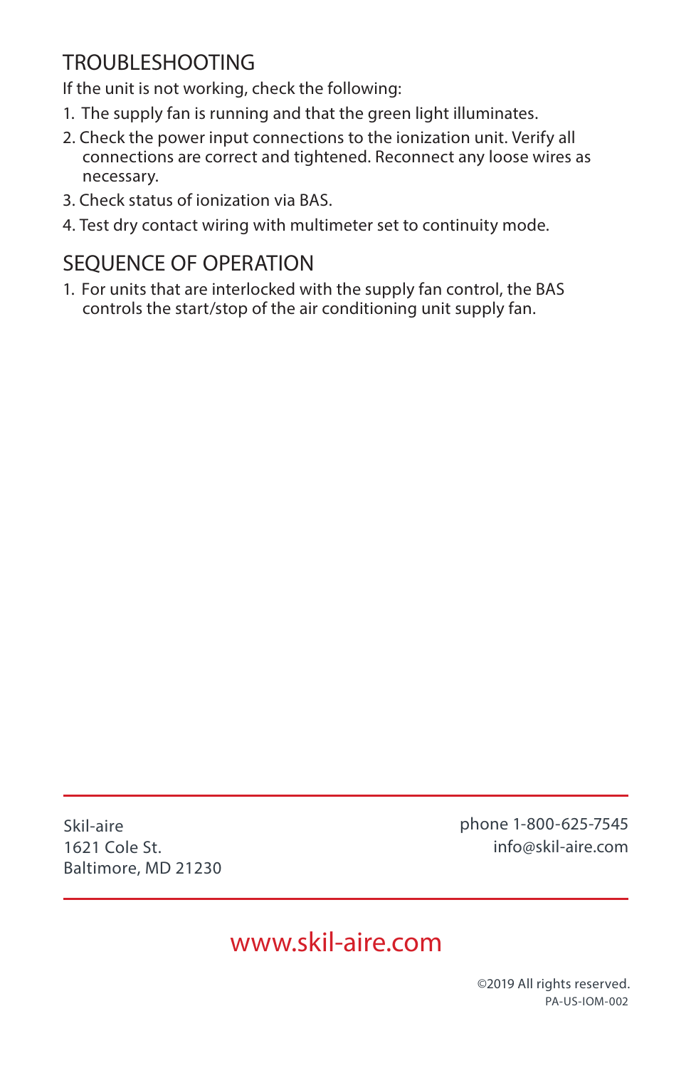## TROUBLESHOOTING

If the unit is not working, check the following:

1. The supply fan is running and that the green light illuminates.
2. Check the power input connections to the ionization unit. Verify all connections are correct and tightened. Reconnect any loose wires as necessary.
3. Check status of ionization via BAS.
4. Test dry contact wiring with multimeter set to continuity mode.

## SEQUENCE OF OPERATION

1. For units that are interlocked with the supply fan control, the BAS controls the start/stop of the air conditioning unit supply fan.

Skil-aire
1621 Cole St.
Baltimore, MD 21230

phone 1-800-625-7545
info@skil-aire.com

www.skil-aire.com

©2019 All rights reserved.
PA-US-IOM-002